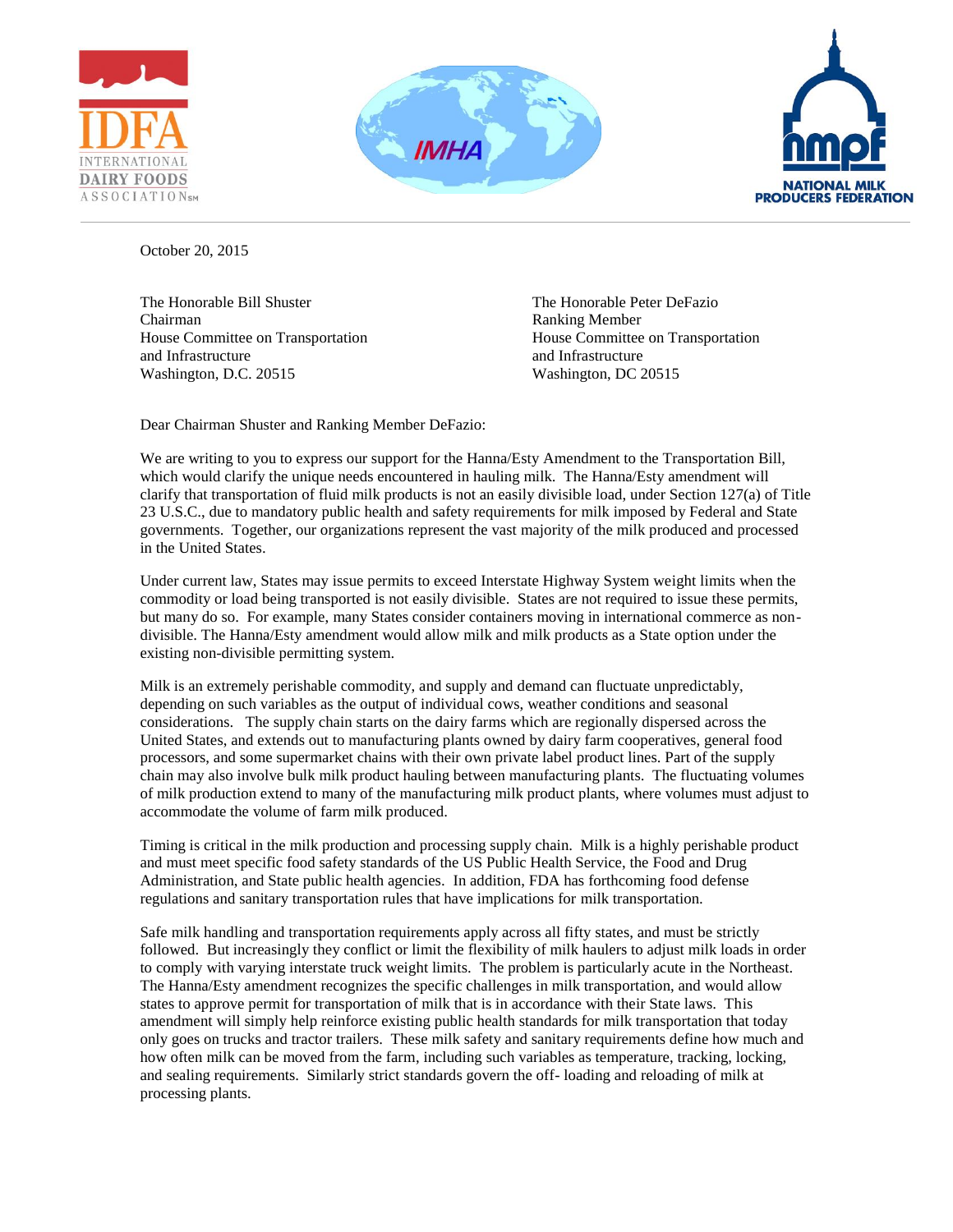INTERNATIONAL DAIRY FOODS ASSOCIATION

IMHA

NATIONAL MILK PRODUCERS FEDERATION

October 20, 2015

The Honorable Bill Shuster
Chairman
House Committee on Transportation
and Infrastructure
Washington, D.C. 20515

The Honorable Peter DeFazio
Ranking Member
House Committee on Transportation
and Infrastructure
Washington, DC 20515

Dear Chairman Shuster and Ranking Member DeFazio:

We are writing to you to express our support for the Hanna/Esty Amendment to the Transportation Bill, which would clarify the unique needs encountered in hauling milk. The Hanna/Esty amendment will clarify that transportation of fluid milk products is not an easily divisible load, under Section 127(a) of Title 23 U.S.C., due to mandatory public health and safety requirements for milk imposed by Federal and State governments. Together, our organizations represent the vast majority of the milk produced and processed in the United States.

Under current law, States may issue permits to exceed Interstate Highway System weight limits when the commodity or load being transported is not easily divisible. States are not required to issue these permits, but many do so. For example, many States consider containers moving in international commerce as non-divisible. The Hanna/Esty amendment would allow milk and milk products as a State option under the existing non-divisible permitting system.

Milk is an extremely perishable commodity, and supply and demand can fluctuate unpredictably, depending on such variables as the output of individual cows, weather conditions and seasonal considerations. The supply chain starts on the dairy farms which are regionally dispersed across the United States, and extends out to manufacturing plants owned by dairy farm cooperatives, general food processors, and some supermarket chains with their own private label product lines. Part of the supply chain may also involve bulk milk product hauling between manufacturing plants. The fluctuating volumes of milk production extend to many of the manufacturing milk product plants, where volumes must adjust to accommodate the volume of farm milk produced.

Timing is critical in the milk production and processing supply chain. Milk is a highly perishable product and must meet specific food safety standards of the US Public Health Service, the Food and Drug Administration, and State public health agencies. In addition, FDA has forthcoming food defense regulations and sanitary transportation rules that have implications for milk transportation.

Safe milk handling and transportation requirements apply across all fifty states, and must be strictly followed. But increasingly they conflict or limit the flexibility of milk haulers to adjust milk loads in order to comply with varying interstate truck weight limits. The problem is particularly acute in the Northeast. The Hanna/Esty amendment recognizes the specific challenges in milk transportation, and would allow states to approve permit for transportation of milk that is in accordance with their State laws. This amendment will simply help reinforce existing public health standards for milk transportation that today only goes on trucks and tractor trailers. These milk safety and sanitary requirements define how much and how often milk can be moved from the farm, including such variables as temperature, tracking, locking, and sealing requirements. Similarly strict standards govern the off- loading and reloading of milk at processing plants.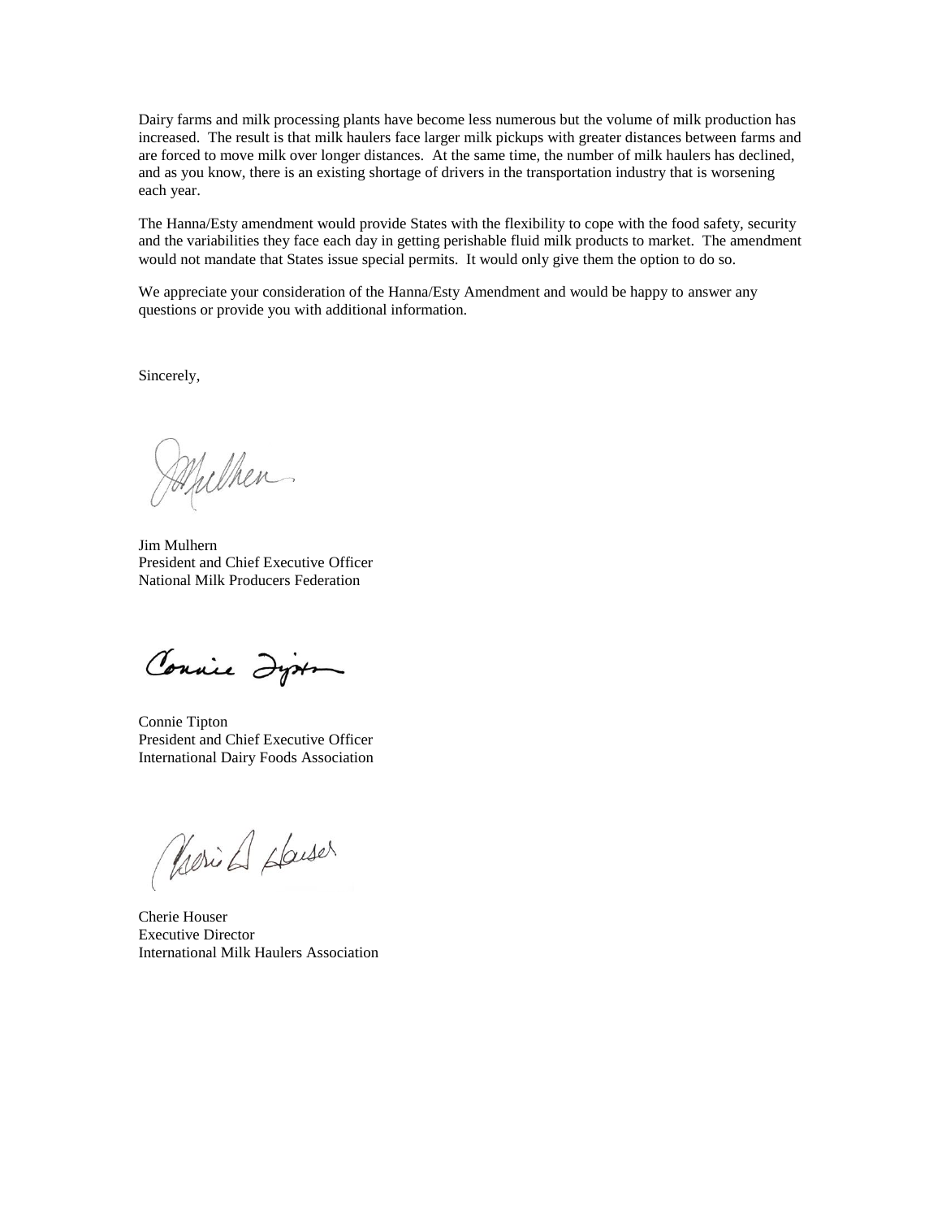Dairy farms and milk processing plants have become less numerous but the volume of milk production has increased. The result is that milk haulers face larger milk pickups with greater distances between farms and are forced to move milk over longer distances. At the same time, the number of milk haulers has declined, and as you know, there is an existing shortage of drivers in the transportation industry that is worsening each year.

The Hanna/Esty amendment would provide States with the flexibility to cope with the food safety, security and the variabilities they face each day in getting perishable fluid milk products to market. The amendment would not mandate that States issue special permits. It would only give them the option to do so.

We appreciate your consideration of the Hanna/Esty Amendment and would be happy to answer any questions or provide you with additional information.

Sincerely,

Jim Mulhern
President and Chief Executive Officer
National Milk Producers Federation

Connie Tipton
President and Chief Executive Officer
International Dairy Foods Association

Cherie Houser
Executive Director
International Milk Haulers Association